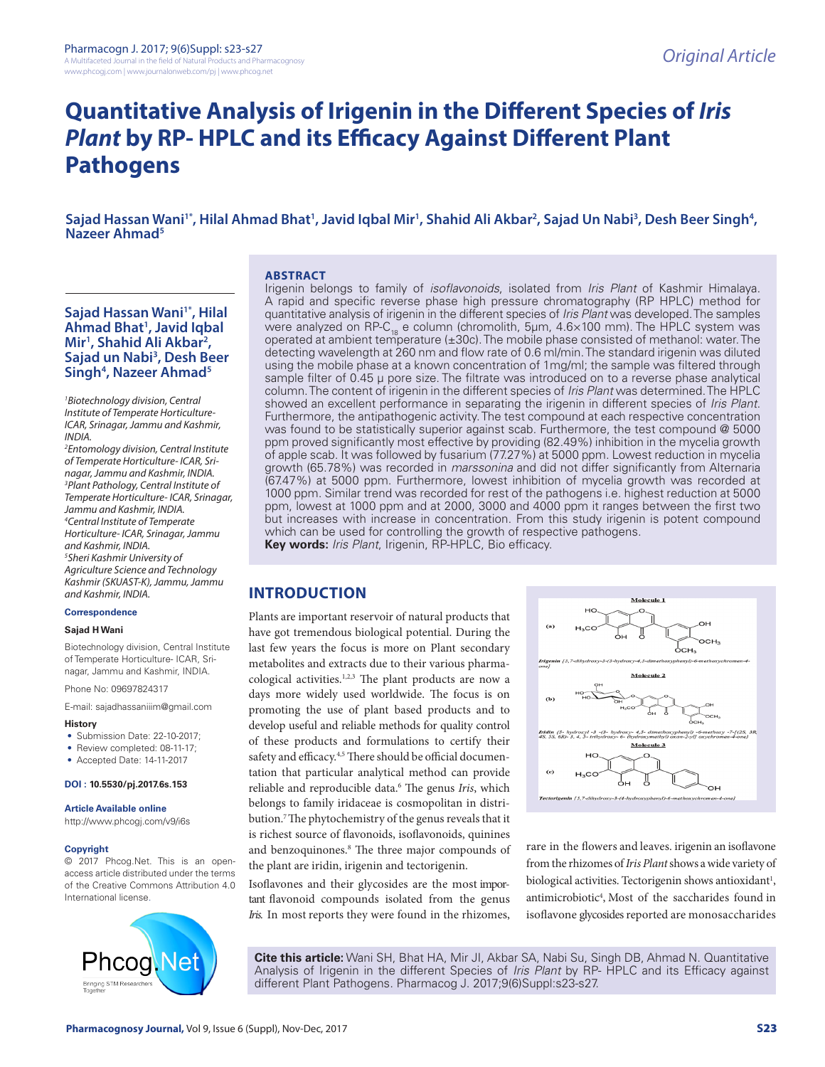# Quantitative Analysis of Irigenin in the Different Species of *Iris Plant* by RP- HPLC and its Efficacy Against Different Plant Pathogens

**Sajad Hassan Wani[1*], Hilal Ahmad Bhat[1], Javid Iqbal Mir[1], Shahid Ali Akbar[2], Sajad Un Nabi[3], Desh Beer Singh[4], Nazeer Ahmad[5]**

[1]*Biotechnology division, Central Institute of Temperate Horticulture-ICAR, Srinagar, Jammu and Kashmir, INDIA.*
[2]*Entomology division, Central Institute of Temperate Horticulture- ICAR, Srinagar, Jammu and Kashmir, INDIA.*
[3]*Plant Pathology, Central Institute of Temperate Horticulture- ICAR, Srinagar, Jammu and Kashmir, INDIA.*
[4]*Central Institute of Temperate Horticulture- ICAR, Srinagar, Jammu and Kashmir, INDIA.*
[5]*Sheri Kashmir University of Agriculture Science and Technology Kashmir (SKUAST-K), Jammu, Jammu and Kashmir, INDIA.*

**Correspondence**

**Sajad H Wani**

Biotechnology division, Central Institute of Temperate Horticulture- ICAR, Srinagar, Jammu and Kashmir, INDIA.

Phone No: 09697824317

E-mail: sajadhassaniiim@gmail.com

**History**

- Submission Date: 22-10-2017;
- Review completed: 08-11-17;
- Accepted Date: 14-11-2017

**DOI : 10.5530/pj.2017.6s.153**

**Article Available online**

http://www.phcogj.com/v9/i6s

**Copyright**

© 2017 Phcog.Net. This is an open-access article distributed under the terms of the Creative Commons Attribution 4.0 International license.

## ABSTRACT

Irigenin belongs to family of *isoflavonoids*, isolated from *Iris Plant* of Kashmir Himalaya. A rapid and specific reverse phase high pressure chromatography (RP HPLC) method for quantitative analysis of irigenin in the different species of *Iris Plant* was developed. The samples were analyzed on RP-$C_{18}$ e column (chromolith, 5µm, 4.6×100 mm). The HPLC system was operated at ambient temperature (±30c). The mobile phase consisted of methanol: water. The detecting wavelength at 260 nm and flow rate of 0.6 ml/min. The standard irigenin was diluted using the mobile phase at a known concentration of 1mg/ml; the sample was filtered through sample filter of 0.45 µ pore size. The filtrate was introduced on to a reverse phase analytical column. The content of irigenin in the different species of *Iris Plant* was determined. The HPLC showed an excellent performance in separating the irigenin in different species of *Iris Plant*. Furthermore, the antipathogenic activity. The test compound at each respective concentration was found to be statistically superior against scab. Furthermore, the test compound @ 5000 ppm proved significantly most effective by providing (82.49%) inhibition in the mycelia growth of apple scab. It was followed by fusarium (77.27%) at 5000 ppm. Lowest reduction in mycelia growth (65.78%) was recorded in *marssonina* and did not differ significantly from Alternaria (67.47%) at 5000 ppm. Furthermore, lowest inhibition of mycelia growth was recorded at 1000 ppm. Similar trend was recorded for rest of the pathogens i.e. highest reduction at 5000 ppm, lowest at 1000 ppm and at 2000, 3000 and 4000 ppm it ranges between the first two but increases with increase in concentration. From this study irigenin is potent compound which can be used for controlling the growth of respective pathogens.

**Key words:** *Iris Plant*, Irigenin, RP-HPLC, Bio efficacy.

## INTRODUCTION

Plants are important reservoir of natural products that have got tremendous biological potential. During the last few years the focus is more on Plant secondary metabolites and extracts due to their various pharmacological activities.[1,2,3] The plant products are now a days more widely used worldwide. The focus is on promoting the use of plant based products and to develop useful and reliable methods for quality control of these products and formulations to certify their safety and efficacy.[4,5] There should be official documentation that particular analytical method can provide reliable and reproducible data.[6] The genus *Iris*, which belongs to family iridaceae is cosmopolitan in distribution.[7] The phytochemistry of the genus reveals that it is richest source of flavonoids, isoflavonoids, quinines and benzoquinones.[8] The three major compounds of the plant are iridin, irigenin and tectorigenin.

Isoflavones and their glycosides are the most important flavonoid compounds isolated from the genus *Iris*. In most reports they were found in the rhizomes, rare in the flowers and leaves. irigenin an isoflavone from the rhizomes of *Iris Plant* shows a wide variety of biological activities. Tectorigenin shows antioxidant[1], antimicrobiotic[4], Most of the saccharides found in isoflavone glycosides reported are monosaccharides

Molecule 1

(a) *Irigenin [5,7-dihydroxy-3-(3-hydroxy-4,5-dimethoxyphenyl)-6-methoxychromen-4-one]*

Molecule 2

(b) *Iridin (5- hydroxyl -3 -(3- hydroxy- 4,5- dimethoxyphenyl) -6-methoxy -7-[(2S, 3R, 4S, 5S, 6R)- 3, 4, 5- trihydroxy- 6- (hydroxymethyl) oxan-2-yl] oxychromen-4-one)*

Molecule 3

(c) *Tectorigenin [5,7-dihydroxy-3-(4-hydroxyphenyl)-6-methoxychromen-4-one]*

**Cite this article:** Wani SH, Bhat HA, Mir JI, Akbar SA, Nabi Su, Singh DB, Ahmad N. Quantitative Analysis of Irigenin in the different Species of *Iris Plant* by RP- HPLC and its Efficacy against different Plant Pathogens. Pharmacog J. 2017;9(6)Suppl:s23-s27.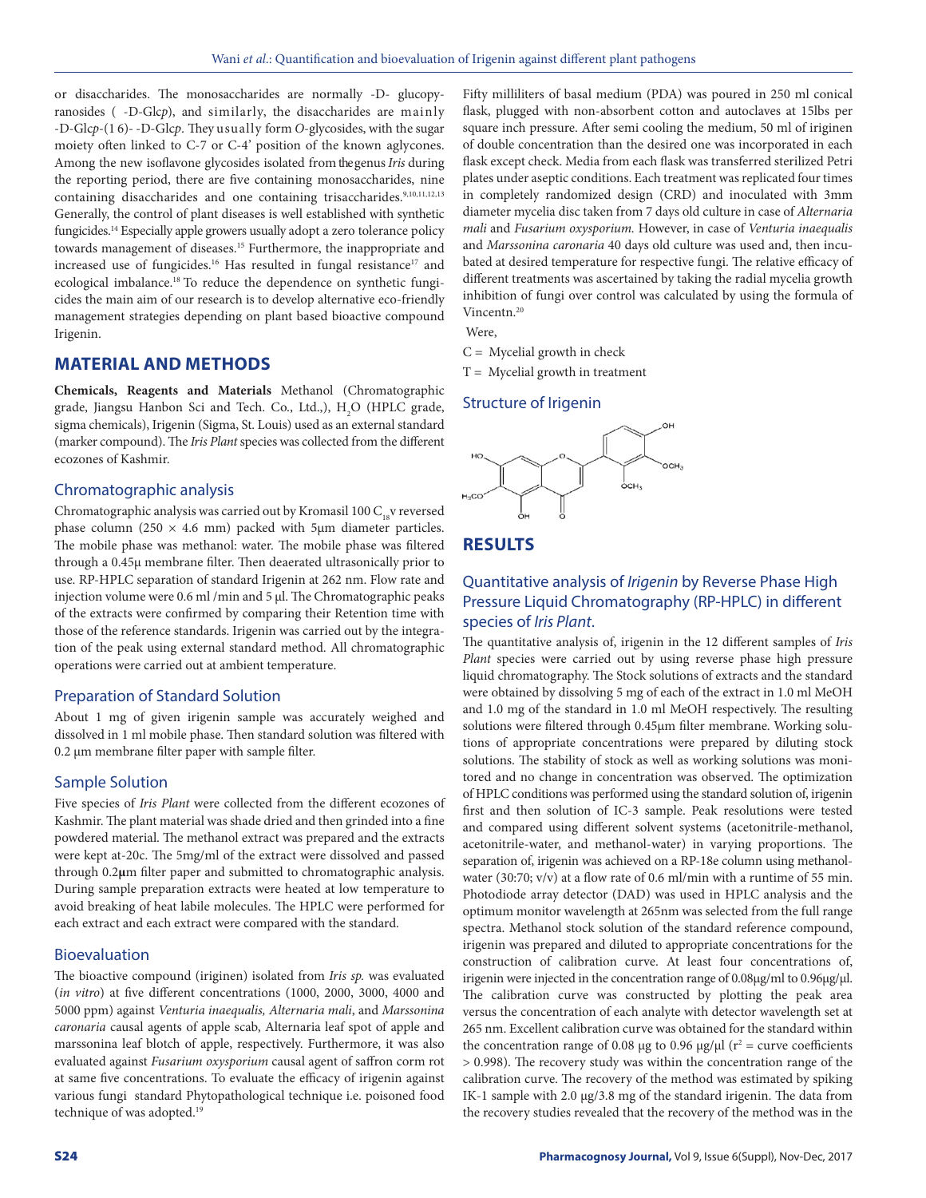or disaccharides. The monosaccharides are normally -D- glucopyranosides ( -D-Glc*p*), and similarly, the disaccharides are mainly -D-Glc*p*-(1 6)- -D-Glc*p*. They usually form *O*-glycosides, with the sugar moiety often linked to C-7 or C-4' position of the known aglycones. Among the new isoflavone glycosides isolated from the genus *Iris* during the reporting period, there are five containing monosaccharides, nine containing disaccharides and one containing trisaccharides.[9,10,11,12,13] Generally, the control of plant diseases is well established with synthetic fungicides.[14] Especially apple growers usually adopt a zero tolerance policy towards management of diseases.[15] Furthermore, the inappropriate and increased use of fungicides.[16] Has resulted in fungal resistance[17] and ecological imbalance.[18] To reduce the dependence on synthetic fungicides the main aim of our research is to develop alternative eco-friendly management strategies depending on plant based bioactive compound Irigenin.

## MATERIAL AND METHODS

**Chemicals, Reagents and Materials** Methanol (Chromatographic grade, Jiangsu Hanbon Sci and Tech. Co., Ltd.,), $H_2O$ (HPLC grade, sigma chemicals), Irigenin (Sigma, St. Louis) used as an external standard (marker compound). The *Iris Plant* species was collected from the different ecozones of Kashmir.

### Chromatographic analysis

Chromatographic analysis was carried out by Kromasil 100 $C_{18}$v reversed phase column (250 × 4.6 mm) packed with 5µm diameter particles. The mobile phase was methanol: water. The mobile phase was filtered through a 0.45µ membrane filter. Then deaerated ultrasonically prior to use. RP-HPLC separation of standard Irigenin at 262 nm. Flow rate and injection volume were 0.6 ml /min and 5 µl. The Chromatographic peaks of the extracts were confirmed by comparing their Retention time with those of the reference standards. Irigenin was carried out by the integration of the peak using external standard method. All chromatographic operations were carried out at ambient temperature.

### Preparation of Standard Solution

About 1 mg of given irigenin sample was accurately weighed and dissolved in 1 ml mobile phase. Then standard solution was filtered with 0.2 µm membrane filter paper with sample filter.

### Sample Solution

Five species of *Iris Plant* were collected from the different ecozones of Kashmir. The plant material was shade dried and then grinded into a fine powdered material. The methanol extract was prepared and the extracts were kept at-20c. The 5mg/ml of the extract were dissolved and passed through 0.2**µ**m filter paper and submitted to chromatographic analysis. During sample preparation extracts were heated at low temperature to avoid breaking of heat labile molecules. The HPLC were performed for each extract and each extract were compared with the standard.

### Bioevaluation

The bioactive compound (iriginen) isolated from *Iris sp.* was evaluated (*in vitro*) at five different concentrations (1000, 2000, 3000, 4000 and 5000 ppm) against *Venturia inaequalis, Alternaria mali*, and *Marssonina caronaria* causal agents of apple scab, Alternaria leaf spot of apple and marssonina leaf blotch of apple, respectively. Furthermore, it was also evaluated against *Fusarium oxysporium* causal agent of saffron corm rot at same five concentrations. To evaluate the efficacy of irigenin against various fungi standard Phytopathological technique i.e. poisoned food technique of was adopted.[19]

Fifty milliliters of basal medium (PDA) was poured in 250 ml conical flask, plugged with non-absorbent cotton and autoclaves at 15lbs per square inch pressure. After semi cooling the medium, 50 ml of iriginen of double concentration than the desired one was incorporated in each flask except check. Media from each flask was transferred sterilized Petri plates under aseptic conditions. Each treatment was replicated four times in completely randomized design (CRD) and inoculated with 3mm diameter mycelia disc taken from 7 days old culture in case of *Alternaria mali* and *Fusarium oxysporium.* However, in case of *Venturia inaequalis* and *Marssonina caronaria* 40 days old culture was used and, then incubated at desired temperature for respective fungi. The relative efficacy of different treatments was ascertained by taking the radial mycelia growth inhibition of fungi over control was calculated by using the formula of Vincentn.[20]

Were,

C = Mycelial growth in check

T = Mycelial growth in treatment

### Structure of Irigenin

## RESULTS

### Quantitative analysis of *Irigenin* by Reverse Phase High Pressure Liquid Chromatography (RP-HPLC) in different species of *Iris Plant*.

The quantitative analysis of, irigenin in the 12 different samples of *Iris Plant* species were carried out by using reverse phase high pressure liquid chromatography. The Stock solutions of extracts and the standard were obtained by dissolving 5 mg of each of the extract in 1.0 ml MeOH and 1.0 mg of the standard in 1.0 ml MeOH respectively. The resulting solutions were filtered through 0.45µm filter membrane. Working solutions of appropriate concentrations were prepared by diluting stock solutions. The stability of stock as well as working solutions was monitored and no change in concentration was observed. The optimization of HPLC conditions was performed using the standard solution of, irigenin first and then solution of IC-3 sample. Peak resolutions were tested and compared using different solvent systems (acetonitrile-methanol, acetonitrile-water, and methanol-water) in varying proportions. The separation of, irigenin was achieved on a RP-18e column using methanol-water (30:70; v/v) at a flow rate of 0.6 ml/min with a runtime of 55 min. Photodiode array detector (DAD) was used in HPLC analysis and the optimum monitor wavelength at 265nm was selected from the full range spectra. Methanol stock solution of the standard reference compound, irigenin was prepared and diluted to appropriate concentrations for the construction of calibration curve. At least four concentrations of, irigenin were injected in the concentration range of 0.08µg/ml to 0.96µg/µl. The calibration curve was constructed by plotting the peak area versus the concentration of each analyte with detector wavelength set at 265 nm. Excellent calibration curve was obtained for the standard within the concentration range of 0.08 µg to 0.96 µg/µl ($r^2$ = curve coefficients > 0.998). The recovery study was within the concentration range of the calibration curve. The recovery of the method was estimated by spiking IK-1 sample with 2.0 µg/3.8 mg of the standard irigenin. The data from the recovery studies revealed that the recovery of the method was in the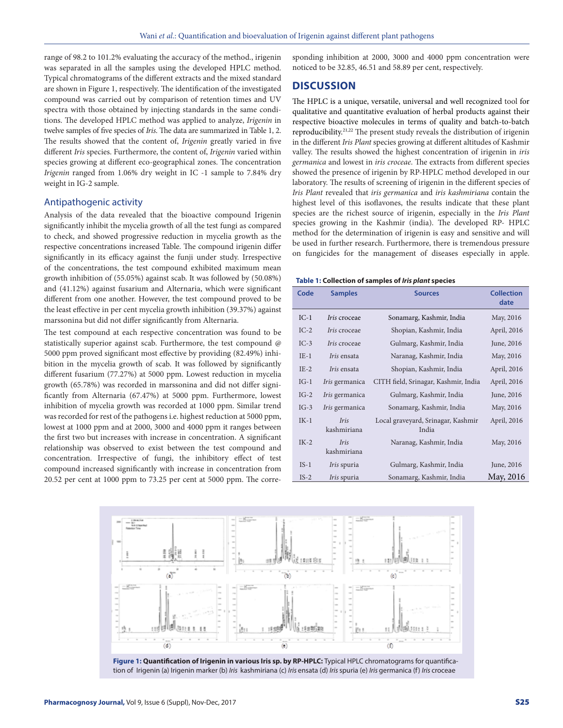range of 98.2 to 101.2% evaluating the accuracy of the method., irigenin was separated in all the samples using the developed HPLC method. Typical chromatograms of the different extracts and the mixed standard are shown in Figure 1, respectively. The identification of the investigated compound was carried out by comparison of retention times and UV spectra with those obtained by injecting standards in the same conditions. The developed HPLC method was applied to analyze, *Irigenin* in twelve samples of five species of *Iris*. The data are summarized in Table 1, 2. The results showed that the content of, *Irigenin* greatly varied in five different *Iris* species. Furthermore, the content of, *Irigenin* varied within species growing at different eco-geographical zones. The concentration *Irigenin* ranged from 1.06% dry weight in IC -1 sample to 7.84% dry weight in IG-2 sample.

## Antipathogenic activity

Analysis of the data revealed that the bioactive compound Irigenin significantly inhibit the mycelia growth of all the test fungi as compared to check, and showed progressive reduction in mycelia growth as the respective concentrations increased Table. The compound irigenin differ significantly in its efficacy against the funji under study. Irrespective of the concentrations, the test compound exhibited maximum mean growth inhibition of (55.05%) against scab. It was followed by (50.08%) and (41.12%) against fusarium and Alternaria, which were significant different from one another. However, the test compound proved to be the least effective in per cent mycelia growth inhibition (39.37%) against marssonina but did not differ significantly from Alternaria.

The test compound at each respective concentration was found to be statistically superior against scab. Furthermore, the test compound @ 5000 ppm proved significant most effective by providing (82.49%) inhibition in the mycelia growth of scab. It was followed by significantly different fusarium (77.27%) at 5000 ppm. Lowest reduction in mycelia growth (65.78%) was recorded in marssonina and did not differ significantly from Alternaria (67.47%) at 5000 ppm. Furthermore, lowest inhibition of mycelia growth was recorded at 1000 ppm. Similar trend was recorded for rest of the pathogens i.e. highest reduction at 5000 ppm, lowest at 1000 ppm and at 2000, 3000 and 4000 ppm it ranges between the first two but increases with increase in concentration. A significant relationship was observed to exist between the test compound and concentration. Irrespective of fungi, the inhibitory effect of test compound increased significantly with increase in concentration from 20.52 per cent at 1000 ppm to 73.25 per cent at 5000 ppm. The corresponding inhibition at 2000, 3000 and 4000 ppm concentration were noticed to be 32.85, 46.51 and 58.89 per cent, respectively.

# DISCUSSION

The HPLC is a unique, versatile, universal and well recognized tool for qualitative and quantitative evaluation of herbal products against their respective bioactive molecules in terms of quality and batch-to-batch reproducibility.[21,22] The present study reveals the distribution of irigenin in the different *Iris Plant* species growing at different altitudes of Kashmir valley. The results showed the highest concentration of irigenin in *iris germanica* and lowest in *iris croceae*. The extracts from different species showed the presence of irigenin by RP-HPLC method developed in our laboratory. The results of screening of irigenin in the different species of *Iris Plant* revealed that *iris germanica* and *iris kashmiriana* contain the highest level of this isoflavones, the results indicate that these plant species are the richest source of irigenin, especially in the *Iris Plant* species growing in the Kashmir (india). The developed RP- HPLC method for the determination of irigenin is easy and sensitive and will be used in further research. Furthermore, there is tremendous pressure on fungicides for the management of diseases especially in apple.

**Table 1: Collection of samples of *Iris plant* species**

| Code | Samples | Sources | Collection date |
|---|---|---|---|
| IC-1 | *Iris* croceae | Sonamarg, Kashmir, India | May, 2016 |
| IC-2 | *Iris* croceae | Shopian, Kashmir, India | April, 2016 |
| IC-3 | *Iris* croceae | Gulmarg, Kashmir, India | June, 2016 |
| IE-1 | *Iris* ensata | Naranag, Kashmir, India | May, 2016 |
| IE-2 | *Iris* ensata | Shopian, Kashmir, India | April, 2016 |
| IG-1 | *Iris* germanica | CITH field, Srinagar, Kashmir, India | April, 2016 |
| IG-2 | *Iris* germanica | Gulmarg, Kashmir, India | June, 2016 |
| IG-3 | *Iris* germanica | Sonamarg, Kashmir, India | May, 2016 |
| IK-1 | *Iris* kashmiriana | Local graveyard, Srinagar, Kashmir India | April, 2016 |
| IK-2 | *Iris* kashmiriana | Naranag, Kashmir, India | May, 2016 |
| IS-1 | *Iris* spuria | Gulmarg, Kashmir, India | June, 2016 |
| IS-2 | *Iris* spuria | Sonamarg, Kashmir, India | May, 2016 |

**Figure 1: Quantification of Irigenin in various Iris sp. by RP-HPLC:** Typical HPLC chromatograms for quantification of Irigenin (a) Irigenin marker (b) *Iris* kashmiriana (c) *Iris* ensata (d) *Iris* spuria (e) *Iris* germanica (f) *Iris* croceae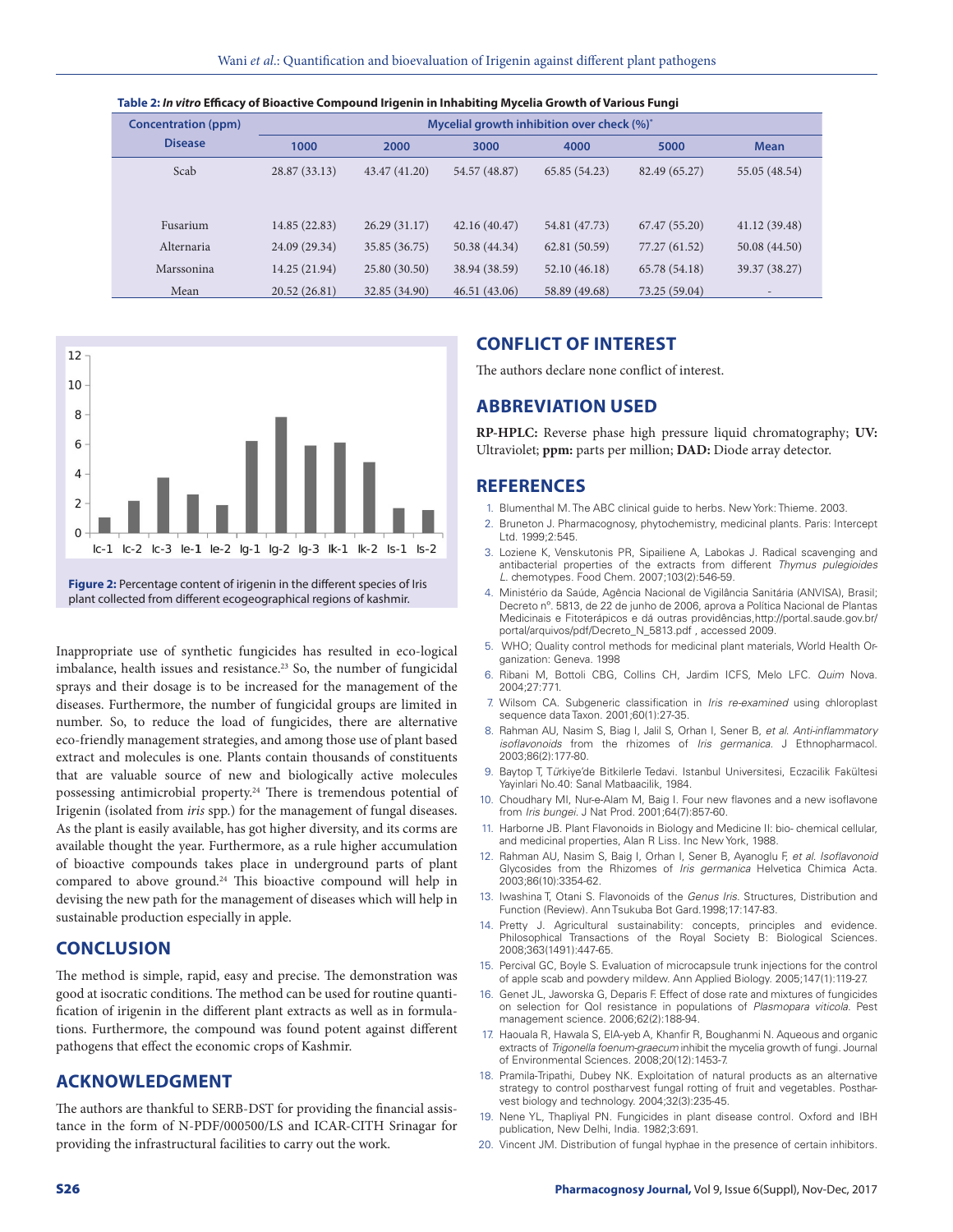**Table 2: *In vitro* Efficacy of Bioactive Compound Irigenin in Inhabiting Mycelia Growth of Various Fungi**

| Concentration (ppm) | Mycelial growth inhibition over check (%)* | | | | | |
|---|---|---|---|---|---|---|
| Disease | 1000 | 2000 | 3000 | 4000 | 5000 | Mean |
| Scab | 28.87 (33.13) | 43.47 (41.20) | 54.57 (48.87) | 65.85 (54.23) | 82.49 (65.27) | 55.05 (48.54) |
| Fusarium | 14.85 (22.83) | 26.29 (31.17) | 42.16 (40.47) | 54.81 (47.73) | 67.47 (55.20) | 41.12 (39.48) |
| Alternaria | 24.09 (29.34) | 35.85 (36.75) | 50.38 (44.34) | 62.81 (50.59) | 77.27 (61.52) | 50.08 (44.50) |
| Marssonina | 14.25 (21.94) | 25.80 (30.50) | 38.94 (38.59) | 52.10 (46.18) | 65.78 (54.18) | 39.37 (38.27) |
| Mean | 20.52 (26.81) | 32.85 (34.90) | 46.51 (43.06) | 58.89 (49.68) | 73.25 (59.04) | - |

**Figure 2:** Percentage content of irigenin in the different species of Iris plant collected from different ecogeographical regions of kashmir.

Inappropriate use of synthetic fungicides has resulted in eco-logical imbalance, health issues and resistance.[23] So, the number of fungicidal sprays and their dosage is to be increased for the management of the diseases. Furthermore, the number of fungicidal groups are limited in number. So, to reduce the load of fungicides, there are alternative eco-friendly management strategies, and among those use of plant based extract and molecules is one. Plants contain thousands of constituents that are valuable source of new and biologically active molecules possessing antimicrobial property.[24] There is tremendous potential of Irigenin (isolated from *iris* spp.) for the management of fungal diseases. As the plant is easily available, has got higher diversity, and its corms are available thought the year. Furthermore, as a rule higher accumulation of bioactive compounds takes place in underground parts of plant compared to above ground.[24] This bioactive compound will help in devising the new path for the management of diseases which will help in sustainable production especially in apple.

## CONCLUSION

The method is simple, rapid, easy and precise. The demonstration was good at isocratic conditions. The method can be used for routine quantification of irigenin in the different plant extracts as well as in formulations. Furthermore, the compound was found potent against different pathogens that effect the economic crops of Kashmir.

## ACKNOWLEDGMENT

The authors are thankful to SERB-DST for providing the financial assistance in the form of N-PDF/000500/LS and ICAR-CITH Srinagar for providing the infrastructural facilities to carry out the work.

## CONFLICT OF INTEREST

The authors declare none conflict of interest.

## ABBREVIATION USED

**RP-HPLC:** Reverse phase high pressure liquid chromatography; **UV:** Ultraviolet; **ppm:** parts per million; **DAD:** Diode array detector.

## REFERENCES

1. Blumenthal M. The ABC clinical guide to herbs. New York: Thieme. 2003.
2. Bruneton J. Pharmacognosy, phytochemistry, medicinal plants. Paris: Intercept Ltd. 1999;2:545.
3. Loziene K, Venskutonis PR, Sipailiene A, Labokas J. Radical scavenging and antibacterial properties of the extracts from different *Thymus pulegioides L.* chemotypes. Food Chem. 2007;103(2):546-59.
4. Ministério da Saúde, Agência Nacional de Vigilância Sanitária (ANVISA), Brasil; Decreto nº. 5813, de 22 de junho de 2006, aprova a Política Nacional de Plantas Medicinais e Fitoterápicos e dá outras providências,http://portal.saude.gov.br/portal/arquivos/pdf/Decreto_N_5813.pdf , accessed 2009.
5. WHO; Quality control methods for medicinal plant materials, World Health Organization: Geneva. 1998
6. Ribani M, Bottoli CBG, Collins CH, Jardim ICFS, Melo LFC. *Quim* Nova. 2004;27:771.
7. Wilsom CA. Subgeneric classification in *Iris re-examined* using chloroplast sequence data Taxon. 2001;60(1):27-35.
8. Rahman AU, Nasim S, Biag I, Jalil S, Orhan I, Sener B, *et al. Anti-inflammatory isoflavonoids* from the rhizomes of *Iris germanica.* J Ethnopharmacol. 2003;86(2):177-80.
9. Baytop T, Türkiye'de Bitkilerle Tedavi. Istanbul Universitesi, Eczacilik Fakültesi Yayinlari No.40: Sanal Matbaacilik, 1984.
10. Choudhary MI, Nur-e-Alam M, Baig I. Four new flavones and a new isoflavone from *Iris bungei.* J Nat Prod. 2001;64(7):857-60.
11. Harborne JB. Plant Flavonoids in Biology and Medicine II: bio- chemical cellular, and medicinal properties, Alan R Liss. Inc New York, 1988.
12. Rahman AU, Nasim S, Baig I, Orhan I, Sener B, Ayanoglu F, *et al. Isoflavonoid* Glycosides from the Rhizomes of *Iris germanica* Helvetica Chimica Acta. 2003;86(10):3354-62.
13. Iwashina T, Otani S. Flavonoids of the *Genus Iris.* Structures, Distribution and Function (Review). Ann Tsukuba Bot Gard.1998;17:147-83.
14. Pretty J. Agricultural sustainability: concepts, principles and evidence. Philosophical Transactions of the Royal Society B: Biological Sciences. 2008;363(1491):447-65.
15. Percival GC, Boyle S. Evaluation of microcapsule trunk injections for the control of apple scab and powdery mildew. Ann Applied Biology. 2005;147(1):119-27.
16. Genet JL, Jaworska G, Deparis F. Effect of dose rate and mixtures of fungicides on selection for QoI resistance in populations of *Plasmopara viticola.* Pest management science. 2006;62(2):188-94.
17. Haouala R, Hawala S, ElA-yeb A, Khanfir R, Boughanmi N. Aqueous and organic extracts of *Trigonella foenum-graecum* inhibit the mycelia growth of fungi. Journal of Environmental Sciences. 2008;20(12):1453-7.
18. Pramila-Tripathi, Dubey NK. Exploitation of natural products as an alternative strategy to control postharvest fungal rotting of fruit and vegetables. Postharvest biology and technology. 2004;32(3):235-45.
19. Nene YL, Thapliyal PN. Fungicides in plant disease control. Oxford and IBH publication, New Delhi, India. 1982;3:691.
20. Vincent JM. Distribution of fungal hyphae in the presence of certain inhibitors.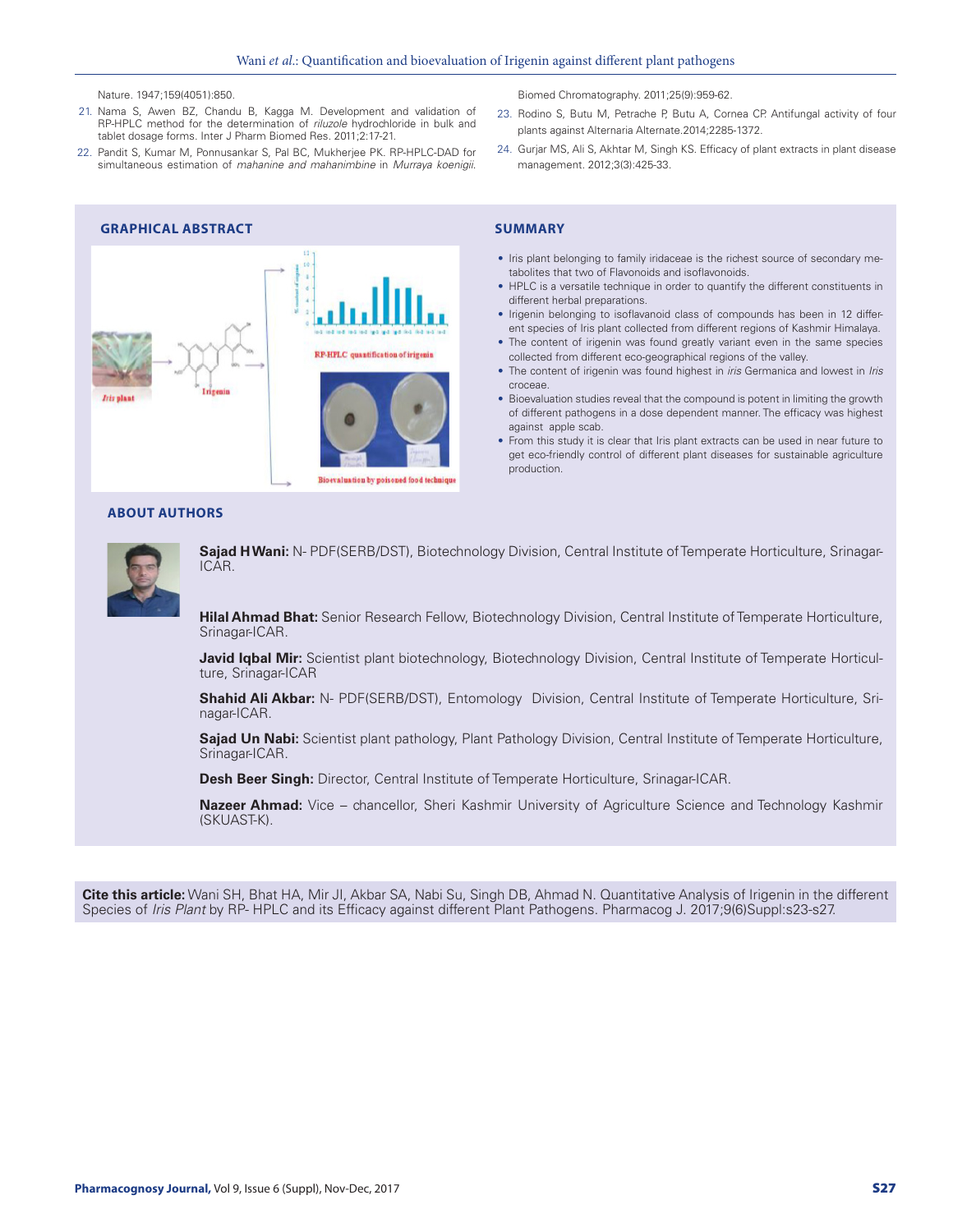Nature. 1947;159(4051):850.

21. Nama S, Awen BZ, Chandu B, Kagga M. Development and validation of RP-HPLC method for the determination of *riluzole* hydrochloride in bulk and tablet dosage forms. Inter J Pharm Biomed Res. 2011;2:17-21.
22. Pandit S, Kumar M, Ponnusankar S, Pal BC, Mukherjee PK. RP-HPLC-DAD for simultaneous estimation of *mahanine and mahanimbine* in *Murraya koenigii*. Biomed Chromatography. 2011;25(9):959-62.
23. Rodino S, Butu M, Petrache P, Butu A, Cornea CP. Antifungal activity of four plants against Alternaria Alternate.2014;2285-1372.
24. Gurjar MS, Ali S, Akhtar M, Singh KS. Efficacy of plant extracts in plant disease management. 2012;3(3):425-33.

## GRAPHICAL ABSTRACT

Iris plant

Irigenin

RP-HPLC quantification of irigenin

Bioevaluation by poisoned food technique

## SUMMARY

- Iris plant belonging to family iridaceae is the richest source of secondary metabolites that two of Flavonoids and isoflavonoids.
- HPLC is a versatile technique in order to quantify the different constituents in different herbal preparations.
- Irigenin belonging to isoflavanoid class of compounds has been in 12 different species of Iris plant collected from different regions of Kashmir Himalaya.
- The content of irigenin was found greatly variant even in the same species collected from different eco-geographical regions of the valley.
- The content of irigenin was found highest in *iris* Germanica and lowest in *Iris* croceae.
- Bioevaluation studies reveal that the compound is potent in limiting the growth of different pathogens in a dose dependent manner. The efficacy was highest against apple scab.
- From this study it is clear that Iris plant extracts can be used in near future to get eco-friendly control of different plant diseases for sustainable agriculture production.

## ABOUT AUTHORS

**Sajad H Wani:** N- PDF(SERB/DST), Biotechnology Division, Central Institute of Temperate Horticulture, Srinagar-ICAR.

**Hilal Ahmad Bhat:** Senior Research Fellow, Biotechnology Division, Central Institute of Temperate Horticulture, Srinagar-ICAR.

**Javid Iqbal Mir:** Scientist plant biotechnology, Biotechnology Division, Central Institute of Temperate Horticulture, Srinagar-ICAR

**Shahid Ali Akbar:** N- PDF(SERB/DST), Entomology Division, Central Institute of Temperate Horticulture, Srinagar-ICAR.

**Sajad Un Nabi:** Scientist plant pathology, Plant Pathology Division, Central Institute of Temperate Horticulture, Srinagar-ICAR.

**Desh Beer Singh:** Director, Central Institute of Temperate Horticulture, Srinagar-ICAR.

**Nazeer Ahmad:** Vice – chancellor, Sheri Kashmir University of Agriculture Science and Technology Kashmir (SKUAST-K).

**Cite this article:** Wani SH, Bhat HA, Mir JI, Akbar SA, Nabi Su, Singh DB, Ahmad N. Quantitative Analysis of Irigenin in the different Species of *Iris Plant* by RP- HPLC and its Efficacy against different Plant Pathogens. Pharmacog J. 2017;9(6)Suppl:s23-s27.